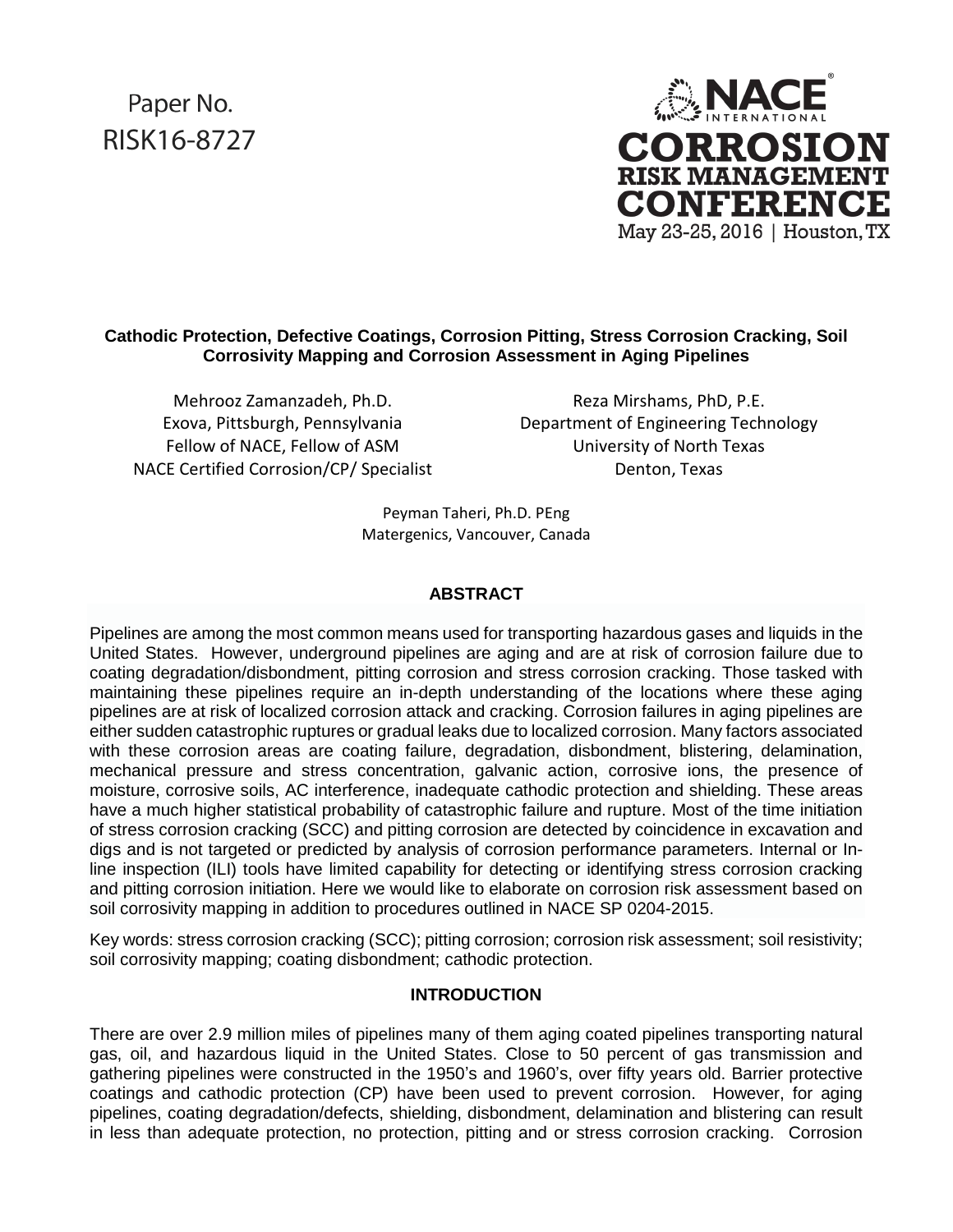Paper No. RISK16-8727

NACE International
CORROSION RISK MANAGEMENT CONFERENCE
May 23-25, 2016 | Houston, TX

# Cathodic Protection, Defective Coatings, Corrosion Pitting, Stress Corrosion Cracking, Soil Corrosivity Mapping and Corrosion Assessment in Aging Pipelines

Mehrooz Zamanzadeh, Ph.D.
Exova, Pittsburgh, Pennsylvania
Fellow of NACE, Fellow of ASM
NACE Certified Corrosion/CP/ Specialist

Reza Mirshams, PhD, P.E.
Department of Engineering Technology
University of North Texas
Denton, Texas

Peyman Taheri, Ph.D. PEng
Matergenics, Vancouver, Canada

## ABSTRACT

Pipelines are among the most common means used for transporting hazardous gases and liquids in the United States. However, underground pipelines are aging and are at risk of corrosion failure due to coating degradation/disbondment, pitting corrosion and stress corrosion cracking. Those tasked with maintaining these pipelines require an in-depth understanding of the locations where these aging pipelines are at risk of localized corrosion attack and cracking. Corrosion failures in aging pipelines are either sudden catastrophic ruptures or gradual leaks due to localized corrosion. Many factors associated with these corrosion areas are coating failure, degradation, disbondment, blistering, delamination, mechanical pressure and stress concentration, galvanic action, corrosive ions, the presence of moisture, corrosive soils, AC interference, inadequate cathodic protection and shielding. These areas have a much higher statistical probability of catastrophic failure and rupture. Most of the time initiation of stress corrosion cracking (SCC) and pitting corrosion are detected by coincidence in excavation and digs and is not targeted or predicted by analysis of corrosion performance parameters. Internal or In-line inspection (ILI) tools have limited capability for detecting or identifying stress corrosion cracking and pitting corrosion initiation. Here we would like to elaborate on corrosion risk assessment based on soil corrosivity mapping in addition to procedures outlined in NACE SP 0204-2015.

Key words: stress corrosion cracking (SCC); pitting corrosion; corrosion risk assessment; soil resistivity; soil corrosivity mapping; coating disbondment; cathodic protection.

## INTRODUCTION

There are over 2.9 million miles of pipelines many of them aging coated pipelines transporting natural gas, oil, and hazardous liquid in the United States. Close to 50 percent of gas transmission and gathering pipelines were constructed in the 1950's and 1960's, over fifty years old. Barrier protective coatings and cathodic protection (CP) have been used to prevent corrosion. However, for aging pipelines, coating degradation/defects, shielding, disbondment, delamination and blistering can result in less than adequate protection, no protection, pitting and or stress corrosion cracking. Corrosion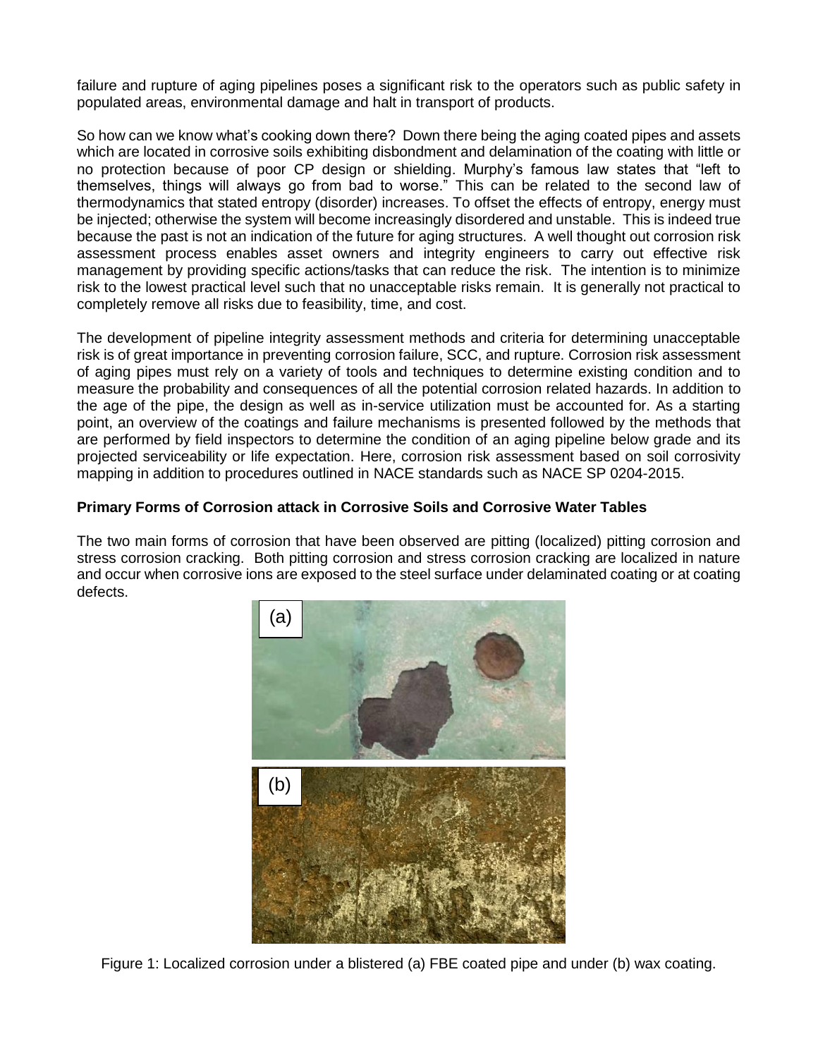failure and rupture of aging pipelines poses a significant risk to the operators such as public safety in populated areas, environmental damage and halt in transport of products.

So how can we know what's cooking down there? Down there being the aging coated pipes and assets which are located in corrosive soils exhibiting disbondment and delamination of the coating with little or no protection because of poor CP design or shielding. Murphy's famous law states that "left to themselves, things will always go from bad to worse." This can be related to the second law of thermodynamics that stated entropy (disorder) increases. To offset the effects of entropy, energy must be injected; otherwise the system will become increasingly disordered and unstable. This is indeed true because the past is not an indication of the future for aging structures. A well thought out corrosion risk assessment process enables asset owners and integrity engineers to carry out effective risk management by providing specific actions/tasks that can reduce the risk. The intention is to minimize risk to the lowest practical level such that no unacceptable risks remain. It is generally not practical to completely remove all risks due to feasibility, time, and cost.

The development of pipeline integrity assessment methods and criteria for determining unacceptable risk is of great importance in preventing corrosion failure, SCC, and rupture. Corrosion risk assessment of aging pipes must rely on a variety of tools and techniques to determine existing condition and to measure the probability and consequences of all the potential corrosion related hazards. In addition to the age of the pipe, the design as well as in-service utilization must be accounted for. As a starting point, an overview of the coatings and failure mechanisms is presented followed by the methods that are performed by field inspectors to determine the condition of an aging pipeline below grade and its projected serviceability or life expectation. Here, corrosion risk assessment based on soil corrosivity mapping in addition to procedures outlined in NACE standards such as NACE SP 0204-2015.

**Primary Forms of Corrosion attack in Corrosive Soils and Corrosive Water Tables**

The two main forms of corrosion that have been observed are pitting (localized) pitting corrosion and stress corrosion cracking. Both pitting corrosion and stress corrosion cracking are localized in nature and occur when corrosive ions are exposed to the steel surface under delaminated coating or at coating defects.

Figure 1: Localized corrosion under a blistered (a) FBE coated pipe and under (b) wax coating.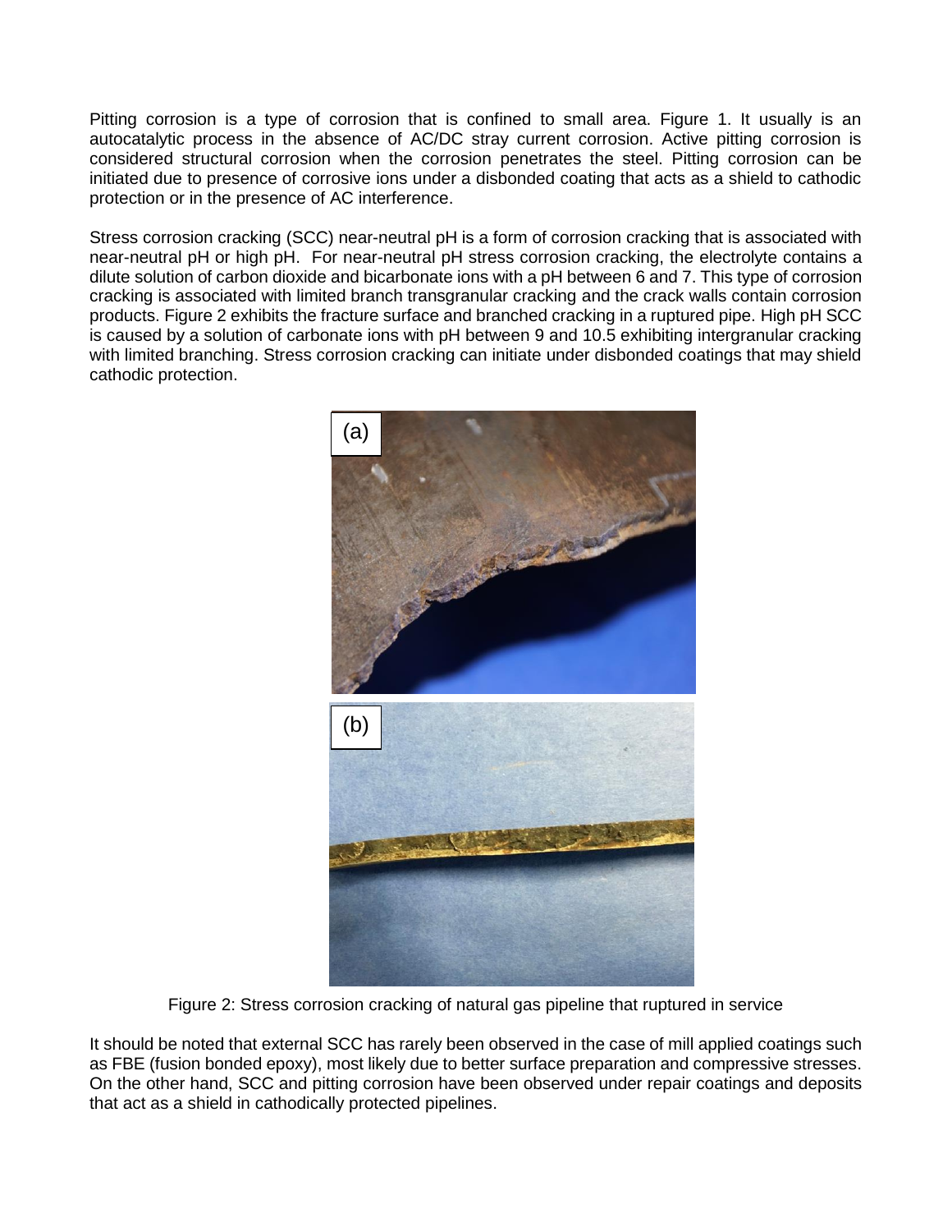Pitting corrosion is a type of corrosion that is confined to small area. Figure 1. It usually is an autocatalytic process in the absence of AC/DC stray current corrosion. Active pitting corrosion is considered structural corrosion when the corrosion penetrates the steel. Pitting corrosion can be initiated due to presence of corrosive ions under a disbonded coating that acts as a shield to cathodic protection or in the presence of AC interference.

Stress corrosion cracking (SCC) near-neutral pH is a form of corrosion cracking that is associated with near-neutral pH or high pH. For near-neutral pH stress corrosion cracking, the electrolyte contains a dilute solution of carbon dioxide and bicarbonate ions with a pH between 6 and 7. This type of corrosion cracking is associated with limited branch transgranular cracking and the crack walls contain corrosion products. Figure 2 exhibits the fracture surface and branched cracking in a ruptured pipe. High pH SCC is caused by a solution of carbonate ions with pH between 9 and 10.5 exhibiting intergranular cracking with limited branching. Stress corrosion cracking can initiate under disbonded coatings that may shield cathodic protection.

(a)

(b)

Figure 2: Stress corrosion cracking of natural gas pipeline that ruptured in service

It should be noted that external SCC has rarely been observed in the case of mill applied coatings such as FBE (fusion bonded epoxy), most likely due to better surface preparation and compressive stresses. On the other hand, SCC and pitting corrosion have been observed under repair coatings and deposits that act as a shield in cathodically protected pipelines.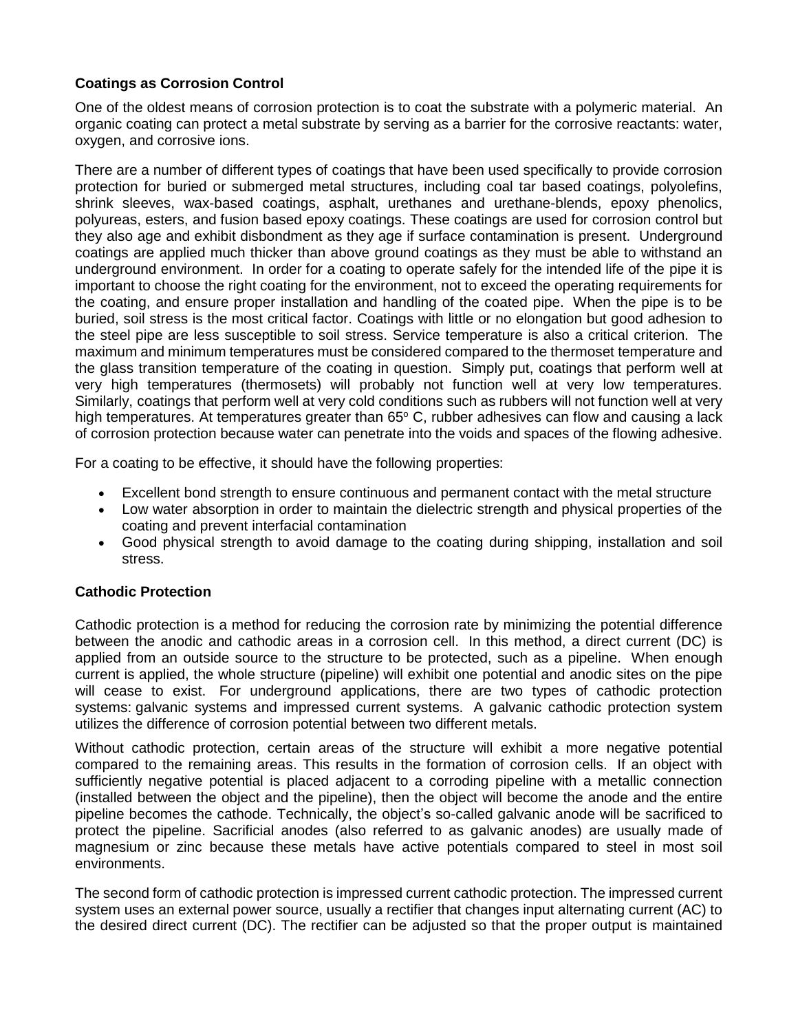## Coatings as Corrosion Control

One of the oldest means of corrosion protection is to coat the substrate with a polymeric material. An organic coating can protect a metal substrate by serving as a barrier for the corrosive reactants: water, oxygen, and corrosive ions.

There are a number of different types of coatings that have been used specifically to provide corrosion protection for buried or submerged metal structures, including coal tar based coatings, polyolefins, shrink sleeves, wax-based coatings, asphalt, urethanes and urethane-blends, epoxy phenolics, polyureas, esters, and fusion based epoxy coatings. These coatings are used for corrosion control but they also age and exhibit disbondment as they age if surface contamination is present. Underground coatings are applied much thicker than above ground coatings as they must be able to withstand an underground environment. In order for a coating to operate safely for the intended life of the pipe it is important to choose the right coating for the environment, not to exceed the operating requirements for the coating, and ensure proper installation and handling of the coated pipe. When the pipe is to be buried, soil stress is the most critical factor. Coatings with little or no elongation but good adhesion to the steel pipe are less susceptible to soil stress. Service temperature is also a critical criterion. The maximum and minimum temperatures must be considered compared to the thermoset temperature and the glass transition temperature of the coating in question. Simply put, coatings that perform well at very high temperatures (thermosets) will probably not function well at very low temperatures. Similarly, coatings that perform well at very cold conditions such as rubbers will not function well at very high temperatures. At temperatures greater than $65^{o}$ C, rubber adhesives can flow and causing a lack of corrosion protection because water can penetrate into the voids and spaces of the flowing adhesive.

For a coating to be effective, it should have the following properties:

- Excellent bond strength to ensure continuous and permanent contact with the metal structure
- Low water absorption in order to maintain the dielectric strength and physical properties of the coating and prevent interfacial contamination
- Good physical strength to avoid damage to the coating during shipping, installation and soil stress.

## Cathodic Protection

Cathodic protection is a method for reducing the corrosion rate by minimizing the potential difference between the anodic and cathodic areas in a corrosion cell. In this method, a direct current (DC) is applied from an outside source to the structure to be protected, such as a pipeline. When enough current is applied, the whole structure (pipeline) will exhibit one potential and anodic sites on the pipe will cease to exist. For underground applications, there are two types of cathodic protection systems: galvanic systems and impressed current systems. A galvanic cathodic protection system utilizes the difference of corrosion potential between two different metals.

Without cathodic protection, certain areas of the structure will exhibit a more negative potential compared to the remaining areas. This results in the formation of corrosion cells. If an object with sufficiently negative potential is placed adjacent to a corroding pipeline with a metallic connection (installed between the object and the pipeline), then the object will become the anode and the entire pipeline becomes the cathode. Technically, the object's so-called galvanic anode will be sacrificed to protect the pipeline. Sacrificial anodes (also referred to as galvanic anodes) are usually made of magnesium or zinc because these metals have active potentials compared to steel in most soil environments.

The second form of cathodic protection is impressed current cathodic protection. The impressed current system uses an external power source, usually a rectifier that changes input alternating current (AC) to the desired direct current (DC). The rectifier can be adjusted so that the proper output is maintained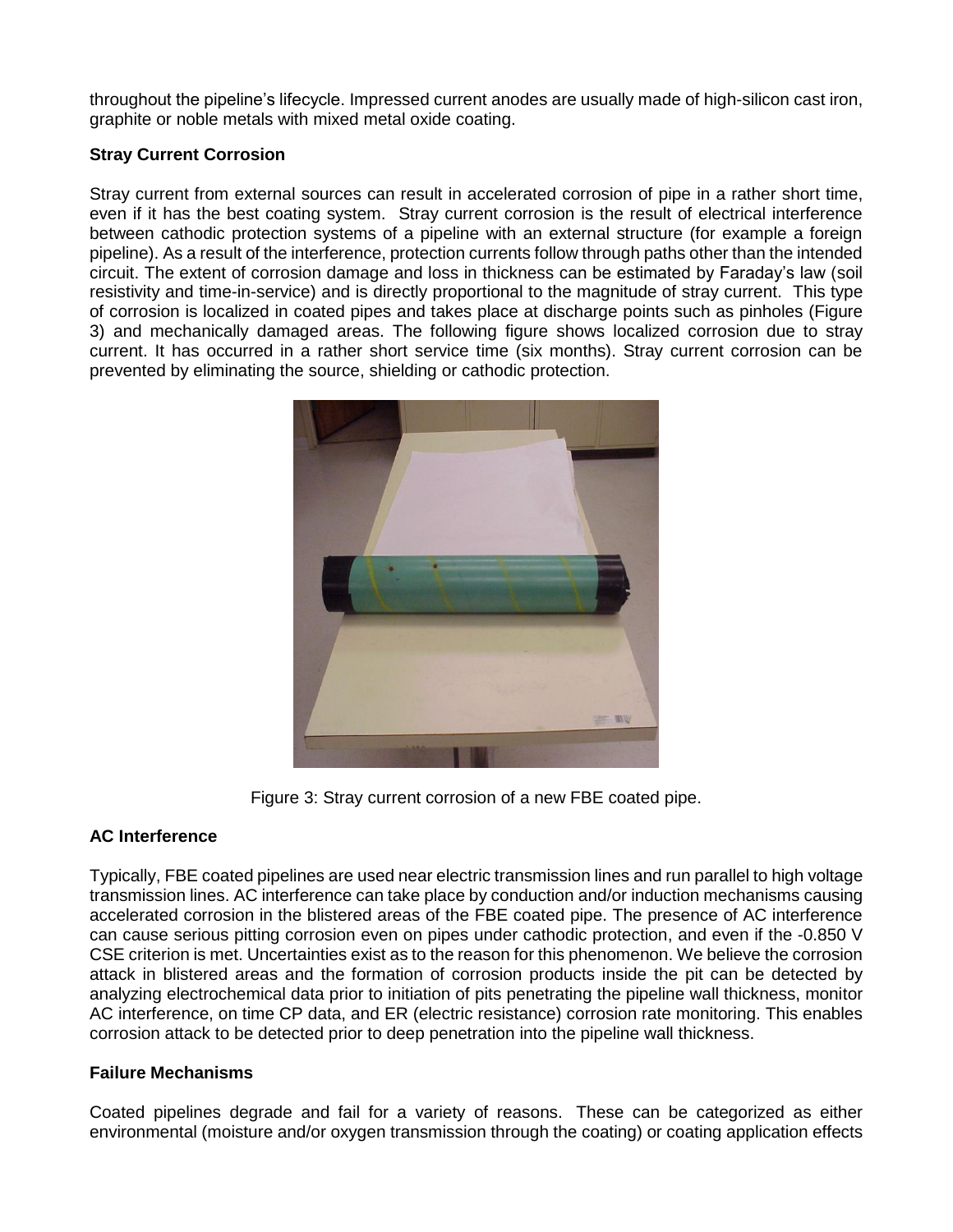throughout the pipeline's lifecycle. Impressed current anodes are usually made of high-silicon cast iron, graphite or noble metals with mixed metal oxide coating.

**Stray Current Corrosion**

Stray current from external sources can result in accelerated corrosion of pipe in a rather short time, even if it has the best coating system. Stray current corrosion is the result of electrical interference between cathodic protection systems of a pipeline with an external structure (for example a foreign pipeline). As a result of the interference, protection currents follow through paths other than the intended circuit. The extent of corrosion damage and loss in thickness can be estimated by Faraday's law (soil resistivity and time-in-service) and is directly proportional to the magnitude of stray current. This type of corrosion is localized in coated pipes and takes place at discharge points such as pinholes (Figure 3) and mechanically damaged areas. The following figure shows localized corrosion due to stray current. It has occurred in a rather short service time (six months). Stray current corrosion can be prevented by eliminating the source, shielding or cathodic protection.

Figure 3: Stray current corrosion of a new FBE coated pipe.

**AC Interference**

Typically, FBE coated pipelines are used near electric transmission lines and run parallel to high voltage transmission lines. AC interference can take place by conduction and/or induction mechanisms causing accelerated corrosion in the blistered areas of the FBE coated pipe. The presence of AC interference can cause serious pitting corrosion even on pipes under cathodic protection, and even if the -0.850 V CSE criterion is met. Uncertainties exist as to the reason for this phenomenon. We believe the corrosion attack in blistered areas and the formation of corrosion products inside the pit can be detected by analyzing electrochemical data prior to initiation of pits penetrating the pipeline wall thickness, monitor AC interference, on time CP data, and ER (electric resistance) corrosion rate monitoring. This enables corrosion attack to be detected prior to deep penetration into the pipeline wall thickness.

**Failure Mechanisms**

Coated pipelines degrade and fail for a variety of reasons. These can be categorized as either environmental (moisture and/or oxygen transmission through the coating) or coating application effects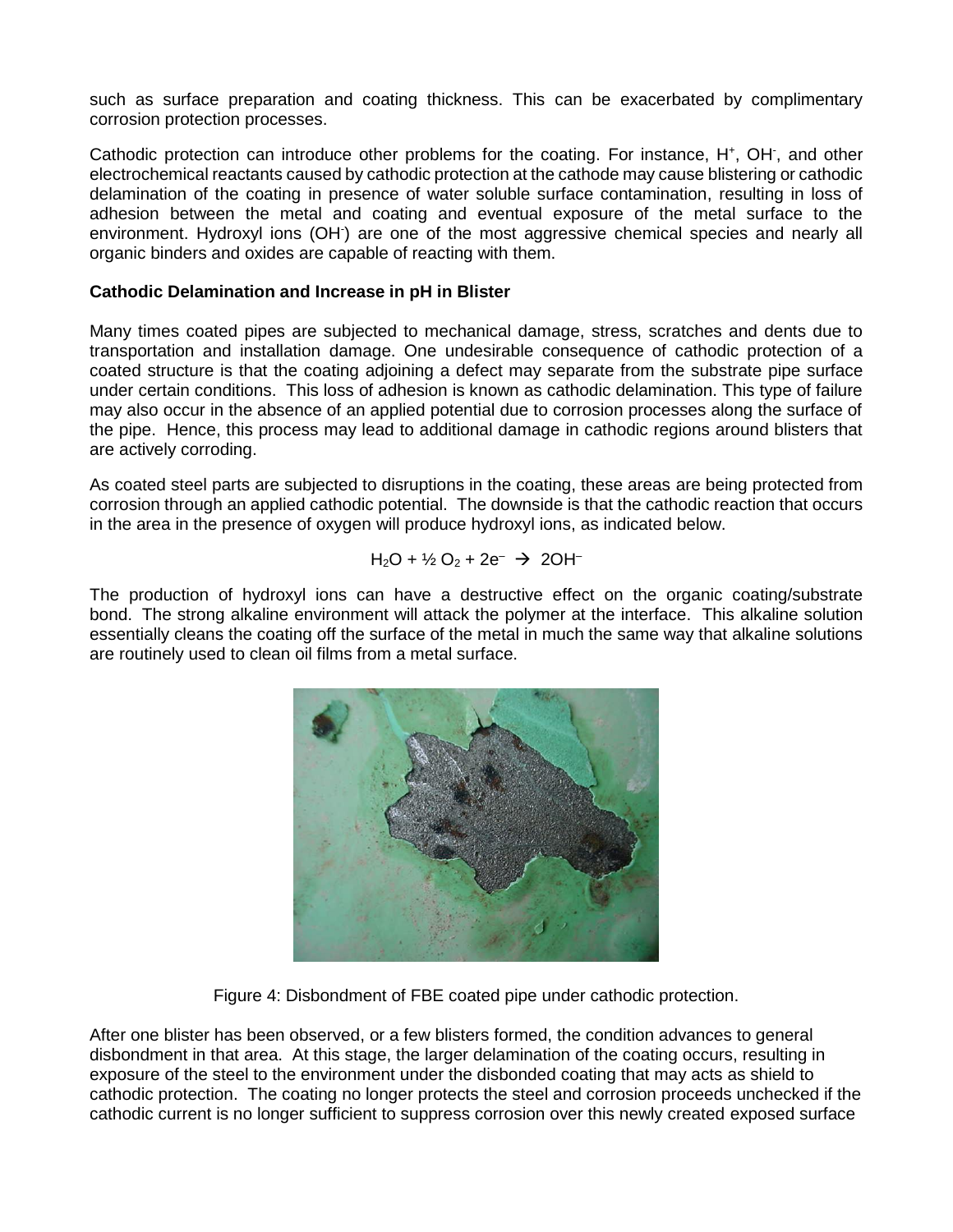such as surface preparation and coating thickness. This can be exacerbated by complimentary corrosion protection processes.

Cathodic protection can introduce other problems for the coating. For instance, $H^+$, $OH^-$, and other electrochemical reactants caused by cathodic protection at the cathode may cause blistering or cathodic delamination of the coating in presence of water soluble surface contamination, resulting in loss of adhesion between the metal and coating and eventual exposure of the metal surface to the environment. Hydroxyl ions ($OH^-$) are one of the most aggressive chemical species and nearly all organic binders and oxides are capable of reacting with them.

**Cathodic Delamination and Increase in pH in Blister**

Many times coated pipes are subjected to mechanical damage, stress, scratches and dents due to transportation and installation damage. One undesirable consequence of cathodic protection of a coated structure is that the coating adjoining a defect may separate from the substrate pipe surface under certain conditions. This loss of adhesion is known as cathodic delamination. This type of failure may also occur in the absence of an applied potential due to corrosion processes along the surface of the pipe. Hence, this process may lead to additional damage in cathodic regions around blisters that are actively corroding.

As coated steel parts are subjected to disruptions in the coating, these areas are being protected from corrosion through an applied cathodic potential. The downside is that the cathodic reaction that occurs in the area in the presence of oxygen will produce hydroxyl ions, as indicated below.

$$H_2O + \frac{1}{2} O_2 + 2e^- \rightarrow 2OH^-$$

The production of hydroxyl ions can have a destructive effect on the organic coating/substrate bond. The strong alkaline environment will attack the polymer at the interface. This alkaline solution essentially cleans the coating off the surface of the metal in much the same way that alkaline solutions are routinely used to clean oil films from a metal surface.

Figure 4: Disbondment of FBE coated pipe under cathodic protection.

After one blister has been observed, or a few blisters formed, the condition advances to general disbondment in that area. At this stage, the larger delamination of the coating occurs, resulting in exposure of the steel to the environment under the disbonded coating that may acts as shield to cathodic protection. The coating no longer protects the steel and corrosion proceeds unchecked if the cathodic current is no longer sufficient to suppress corrosion over this newly created exposed surface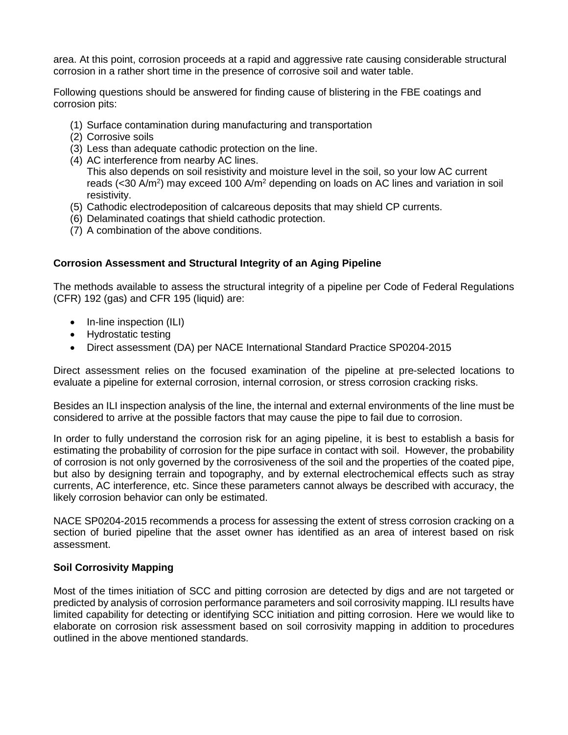area. At this point, corrosion proceeds at a rapid and aggressive rate causing considerable structural corrosion in a rather short time in the presence of corrosive soil and water table.

Following questions should be answered for finding cause of blistering in the FBE coatings and corrosion pits:

(1) Surface contamination during manufacturing and transportation
(2) Corrosive soils
(3) Less than adequate cathodic protection on the line.
(4) AC interference from nearby AC lines.
    This also depends on soil resistivity and moisture level in the soil, so your low AC current reads (<30 $A/m^2$) may exceed 100 $A/m^2$ depending on loads on AC lines and variation in soil resistivity.
(5) Cathodic electrodeposition of calcareous deposits that may shield CP currents.
(6) Delaminated coatings that shield cathodic protection.
(7) A combination of the above conditions.

**Corrosion Assessment and Structural Integrity of an Aging Pipeline**

The methods available to assess the structural integrity of a pipeline per Code of Federal Regulations (CFR) 192 (gas) and CFR 195 (liquid) are:

- In-line inspection (ILI)
- Hydrostatic testing
- Direct assessment (DA) per NACE International Standard Practice SP0204-2015

Direct assessment relies on the focused examination of the pipeline at pre-selected locations to evaluate a pipeline for external corrosion, internal corrosion, or stress corrosion cracking risks.

Besides an ILI inspection analysis of the line, the internal and external environments of the line must be considered to arrive at the possible factors that may cause the pipe to fail due to corrosion.

In order to fully understand the corrosion risk for an aging pipeline, it is best to establish a basis for estimating the probability of corrosion for the pipe surface in contact with soil. However, the probability of corrosion is not only governed by the corrosiveness of the soil and the properties of the coated pipe, but also by designing terrain and topography, and by external electrochemical effects such as stray currents, AC interference, etc. Since these parameters cannot always be described with accuracy, the likely corrosion behavior can only be estimated.

NACE SP0204-2015 recommends a process for assessing the extent of stress corrosion cracking on a section of buried pipeline that the asset owner has identified as an area of interest based on risk assessment.

**Soil Corrosivity Mapping**

Most of the times initiation of SCC and pitting corrosion are detected by digs and are not targeted or predicted by analysis of corrosion performance parameters and soil corrosivity mapping. ILI results have limited capability for detecting or identifying SCC initiation and pitting corrosion. Here we would like to elaborate on corrosion risk assessment based on soil corrosivity mapping in addition to procedures outlined in the above mentioned standards.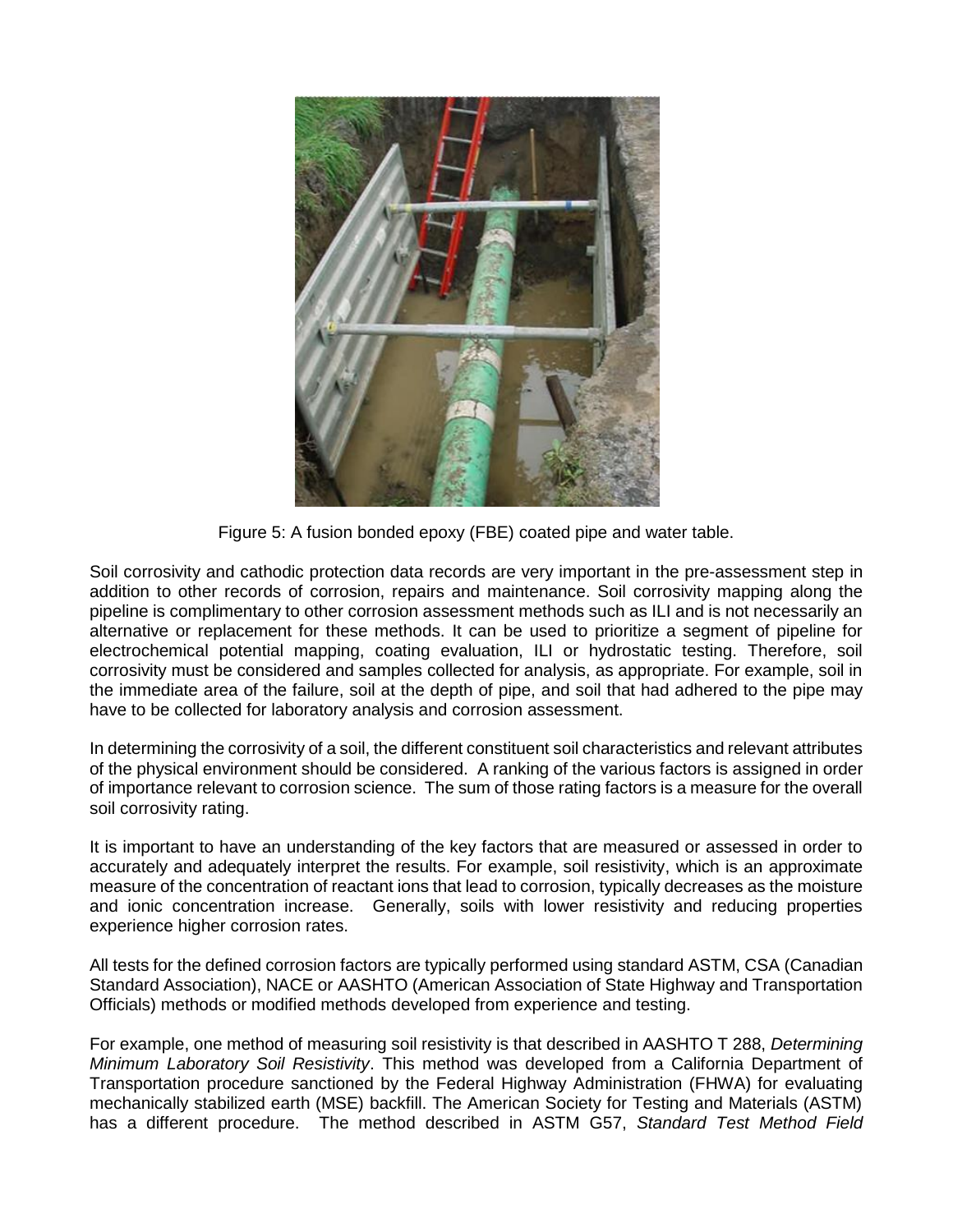Figure 5: A fusion bonded epoxy (FBE) coated pipe and water table.

Soil corrosivity and cathodic protection data records are very important in the pre-assessment step in addition to other records of corrosion, repairs and maintenance. Soil corrosivity mapping along the pipeline is complimentary to other corrosion assessment methods such as ILI and is not necessarily an alternative or replacement for these methods. It can be used to prioritize a segment of pipeline for electrochemical potential mapping, coating evaluation, ILI or hydrostatic testing. Therefore, soil corrosivity must be considered and samples collected for analysis, as appropriate. For example, soil in the immediate area of the failure, soil at the depth of pipe, and soil that had adhered to the pipe may have to be collected for laboratory analysis and corrosion assessment.

In determining the corrosivity of a soil, the different constituent soil characteristics and relevant attributes of the physical environment should be considered. A ranking of the various factors is assigned in order of importance relevant to corrosion science. The sum of those rating factors is a measure for the overall soil corrosivity rating.

It is important to have an understanding of the key factors that are measured or assessed in order to accurately and adequately interpret the results. For example, soil resistivity, which is an approximate measure of the concentration of reactant ions that lead to corrosion, typically decreases as the moisture and ionic concentration increase. Generally, soils with lower resistivity and reducing properties experience higher corrosion rates.

All tests for the defined corrosion factors are typically performed using standard ASTM, CSA (Canadian Standard Association), NACE or AASHTO (American Association of State Highway and Transportation Officials) methods or modified methods developed from experience and testing.

For example, one method of measuring soil resistivity is that described in AASHTO T 288, *Determining Minimum Laboratory Soil Resistivity*. This method was developed from a California Department of Transportation procedure sanctioned by the Federal Highway Administration (FHWA) for evaluating mechanically stabilized earth (MSE) backfill. The American Society for Testing and Materials (ASTM) has a different procedure. The method described in ASTM G57, *Standard Test Method Field*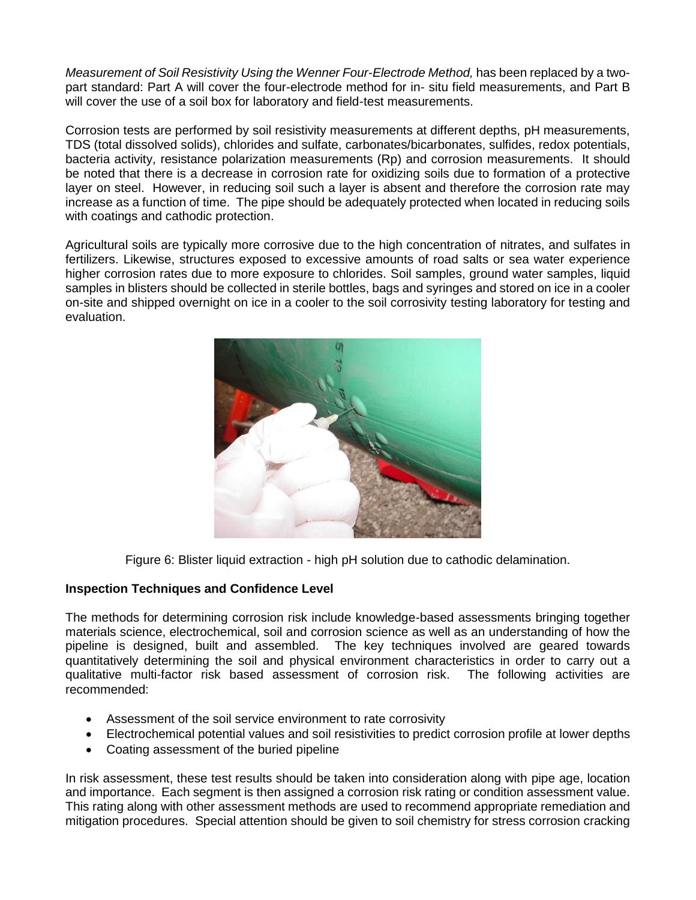*Measurement of Soil Resistivity Using the Wenner Four-Electrode Method,* has been replaced by a two-part standard: Part A will cover the four-electrode method for in- situ field measurements, and Part B will cover the use of a soil box for laboratory and field-test measurements.

Corrosion tests are performed by soil resistivity measurements at different depths, pH measurements, TDS (total dissolved solids), chlorides and sulfate, carbonates/bicarbonates, sulfides, redox potentials, bacteria activity, resistance polarization measurements (Rp) and corrosion measurements. It should be noted that there is a decrease in corrosion rate for oxidizing soils due to formation of a protective layer on steel. However, in reducing soil such a layer is absent and therefore the corrosion rate may increase as a function of time. The pipe should be adequately protected when located in reducing soils with coatings and cathodic protection.

Agricultural soils are typically more corrosive due to the high concentration of nitrates, and sulfates in fertilizers. Likewise, structures exposed to excessive amounts of road salts or sea water experience higher corrosion rates due to more exposure to chlorides. Soil samples, ground water samples, liquid samples in blisters should be collected in sterile bottles, bags and syringes and stored on ice in a cooler on-site and shipped overnight on ice in a cooler to the soil corrosivity testing laboratory for testing and evaluation.

Figure 6: Blister liquid extraction - high pH solution due to cathodic delamination.

**Inspection Techniques and Confidence Level**

The methods for determining corrosion risk include knowledge-based assessments bringing together materials science, electrochemical, soil and corrosion science as well as an understanding of how the pipeline is designed, built and assembled. The key techniques involved are geared towards quantitatively determining the soil and physical environment characteristics in order to carry out a qualitative multi-factor risk based assessment of corrosion risk. The following activities are recommended:

- Assessment of the soil service environment to rate corrosivity
- Electrochemical potential values and soil resistivities to predict corrosion profile at lower depths
- Coating assessment of the buried pipeline

In risk assessment, these test results should be taken into consideration along with pipe age, location and importance. Each segment is then assigned a corrosion risk rating or condition assessment value. This rating along with other assessment methods are used to recommend appropriate remediation and mitigation procedures. Special attention should be given to soil chemistry for stress corrosion cracking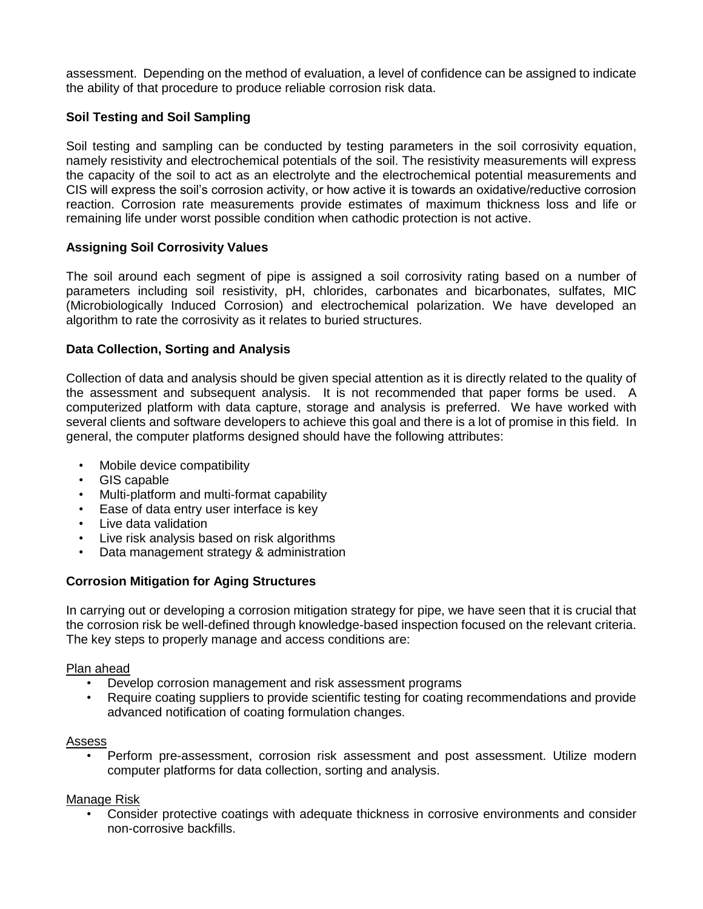assessment. Depending on the method of evaluation, a level of confidence can be assigned to indicate the ability of that procedure to produce reliable corrosion risk data.

**Soil Testing and Soil Sampling**

Soil testing and sampling can be conducted by testing parameters in the soil corrosivity equation, namely resistivity and electrochemical potentials of the soil. The resistivity measurements will express the capacity of the soil to act as an electrolyte and the electrochemical potential measurements and CIS will express the soil's corrosion activity, or how active it is towards an oxidative/reductive corrosion reaction. Corrosion rate measurements provide estimates of maximum thickness loss and life or remaining life under worst possible condition when cathodic protection is not active.

**Assigning Soil Corrosivity Values**

The soil around each segment of pipe is assigned a soil corrosivity rating based on a number of parameters including soil resistivity, pH, chlorides, carbonates and bicarbonates, sulfates, MIC (Microbiologically Induced Corrosion) and electrochemical polarization. We have developed an algorithm to rate the corrosivity as it relates to buried structures.

**Data Collection, Sorting and Analysis**

Collection of data and analysis should be given special attention as it is directly related to the quality of the assessment and subsequent analysis. It is not recommended that paper forms be used. A computerized platform with data capture, storage and analysis is preferred. We have worked with several clients and software developers to achieve this goal and there is a lot of promise in this field. In general, the computer platforms designed should have the following attributes:

- Mobile device compatibility
- GIS capable
- Multi-platform and multi-format capability
- Ease of data entry user interface is key
- Live data validation
- Live risk analysis based on risk algorithms
- Data management strategy & administration

**Corrosion Mitigation for Aging Structures**

In carrying out or developing a corrosion mitigation strategy for pipe, we have seen that it is crucial that the corrosion risk be well-defined through knowledge-based inspection focused on the relevant criteria. The key steps to properly manage and access conditions are:

<u>Plan ahead</u>

- Develop corrosion management and risk assessment programs
- Require coating suppliers to provide scientific testing for coating recommendations and provide advanced notification of coating formulation changes.

<u>Assess</u>

- Perform pre-assessment, corrosion risk assessment and post assessment. Utilize modern computer platforms for data collection, sorting and analysis.

<u>Manage Risk</u>

- Consider protective coatings with adequate thickness in corrosive environments and consider non-corrosive backfills.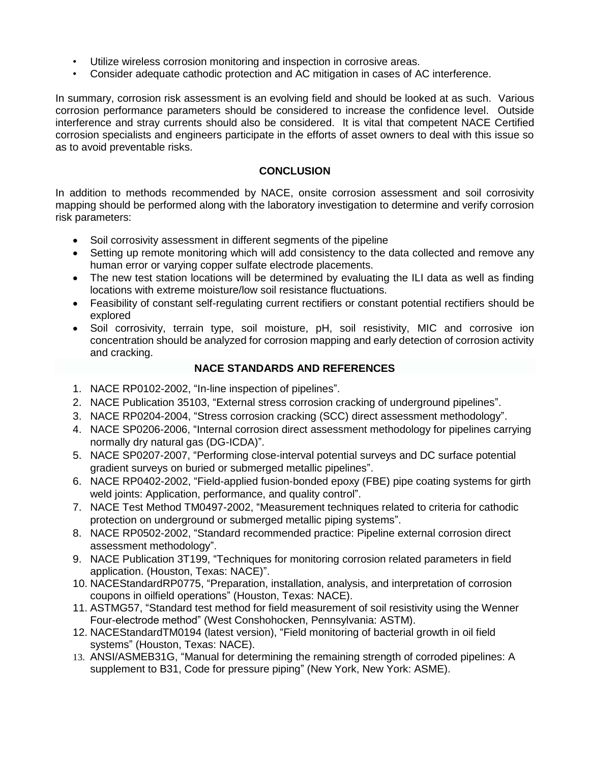- Utilize wireless corrosion monitoring and inspection in corrosive areas.
- Consider adequate cathodic protection and AC mitigation in cases of AC interference.

In summary, corrosion risk assessment is an evolving field and should be looked at as such. Various corrosion performance parameters should be considered to increase the confidence level. Outside interference and stray currents should also be considered. It is vital that competent NACE Certified corrosion specialists and engineers participate in the efforts of asset owners to deal with this issue so as to avoid preventable risks.

## CONCLUSION

In addition to methods recommended by NACE, onsite corrosion assessment and soil corrosivity mapping should be performed along with the laboratory investigation to determine and verify corrosion risk parameters:

- Soil corrosivity assessment in different segments of the pipeline
- Setting up remote monitoring which will add consistency to the data collected and remove any human error or varying copper sulfate electrode placements.
- The new test station locations will be determined by evaluating the ILI data as well as finding locations with extreme moisture/low soil resistance fluctuations.
- Feasibility of constant self-regulating current rectifiers or constant potential rectifiers should be explored
- Soil corrosivity, terrain type, soil moisture, pH, soil resistivity, MIC and corrosive ion concentration should be analyzed for corrosion mapping and early detection of corrosion activity and cracking.

## NACE STANDARDS AND REFERENCES

1. NACE RP0102-2002, "In-line inspection of pipelines".
2. NACE Publication 35103, "External stress corrosion cracking of underground pipelines".
3. NACE RP0204-2004, "Stress corrosion cracking (SCC) direct assessment methodology".
4. NACE SP0206-2006, "Internal corrosion direct assessment methodology for pipelines carrying normally dry natural gas (DG-ICDA)".
5. NACE SP0207-2007, "Performing close-interval potential surveys and DC surface potential gradient surveys on buried or submerged metallic pipelines".
6. NACE RP0402-2002, "Field-applied fusion-bonded epoxy (FBE) pipe coating systems for girth weld joints: Application, performance, and quality control".
7. NACE Test Method TM0497-2002, "Measurement techniques related to criteria for cathodic protection on underground or submerged metallic piping systems".
8. NACE RP0502-2002, "Standard recommended practice: Pipeline external corrosion direct assessment methodology".
9. NACE Publication 3T199, "Techniques for monitoring corrosion related parameters in field application. (Houston, Texas: NACE)".
10. NACEStandardRP0775, "Preparation, installation, analysis, and interpretation of corrosion coupons in oilfield operations" (Houston, Texas: NACE).
11. ASTMG57, "Standard test method for field measurement of soil resistivity using the Wenner Four-electrode method" (West Conshohocken, Pennsylvania: ASTM).
12. NACEStandardTM0194 (latest version), "Field monitoring of bacterial growth in oil field systems" (Houston, Texas: NACE).
13. ANSI/ASMEB31G, "Manual for determining the remaining strength of corroded pipelines: A supplement to B31, Code for pressure piping" (New York, New York: ASME).